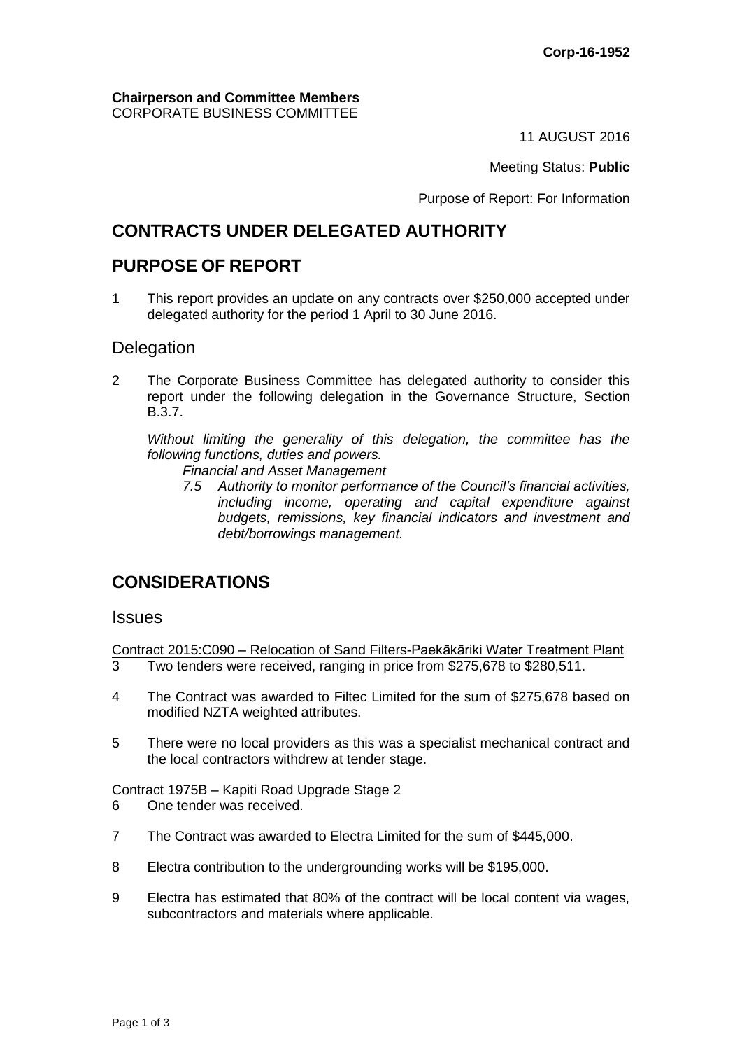**Corp-16-1952**

**Chairperson and Committee Members**
CORPORATE BUSINESS COMMITTEE

11 AUGUST 2016

Meeting Status: **Public**

Purpose of Report: For Information

# CONTRACTS UNDER DELEGATED AUTHORITY

# PURPOSE OF REPORT

1 This report provides an update on any contracts over $250,000 accepted under delegated authority for the period 1 April to 30 June 2016.

## Delegation

2 The Corporate Business Committee has delegated authority to consider this report under the following delegation in the Governance Structure, Section B.3.7.

*Without limiting the generality of this delegation, the committee has the following functions, duties and powers.*

*Financial and Asset Management*

*7.5 Authority to monitor performance of the Council's financial activities, including income, operating and capital expenditure against budgets, remissions, key financial indicators and investment and debt/borrowings management.*

# CONSIDERATIONS

## Issues

Contract 2015:C090 – Relocation of Sand Filters-Paekākāriki Water Treatment Plant

3 Two tenders were received, ranging in price from $275,678 to $280,511.

4 The Contract was awarded to Filtec Limited for the sum of $275,678 based on modified NZTA weighted attributes.

5 There were no local providers as this was a specialist mechanical contract and the local contractors withdrew at tender stage.

Contract 1975B – Kapiti Road Upgrade Stage 2

6 One tender was received.

7 The Contract was awarded to Electra Limited for the sum of $445,000.

8 Electra contribution to the undergrounding works will be $195,000.

9 Electra has estimated that 80% of the contract will be local content via wages, subcontractors and materials where applicable.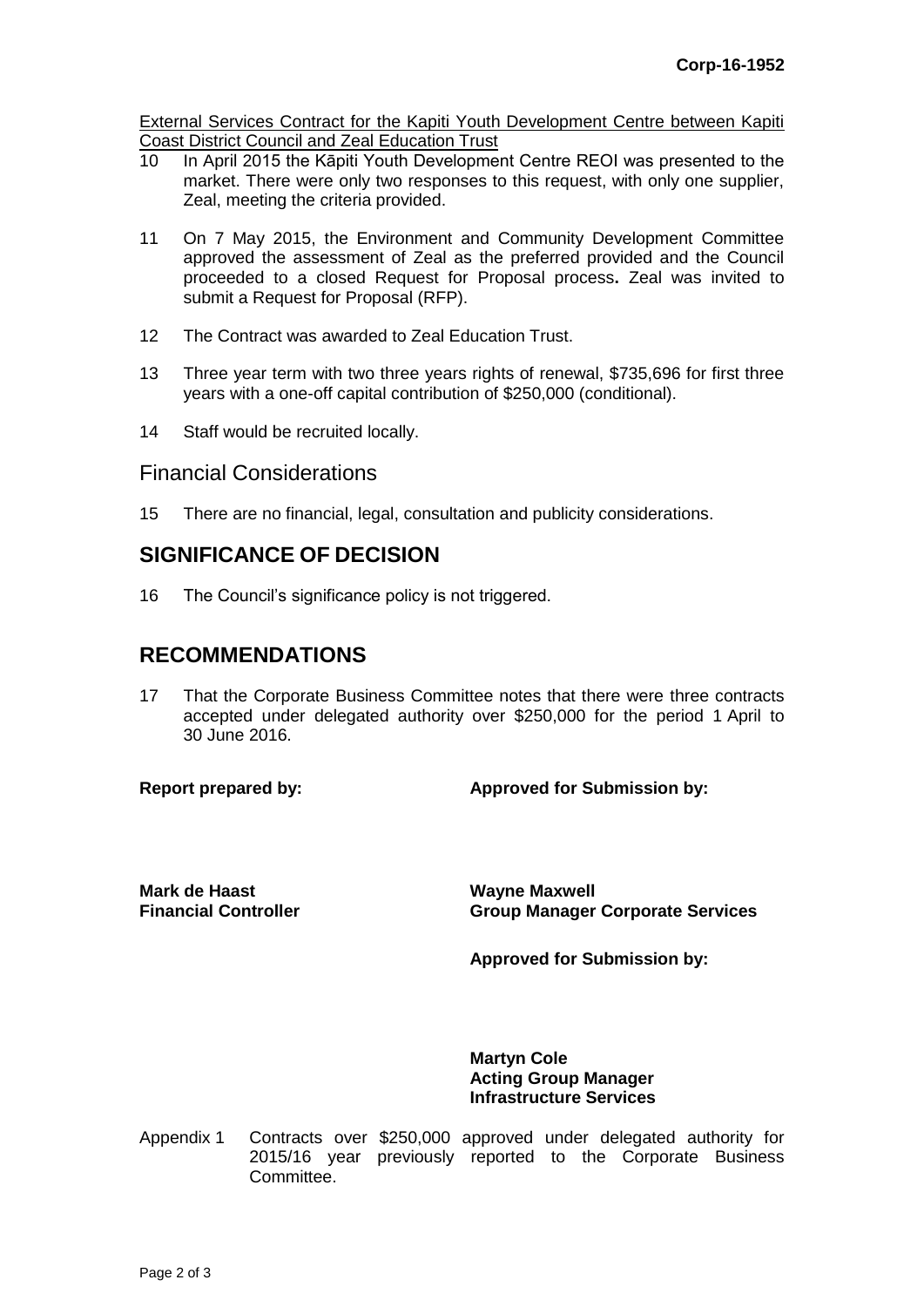Corp-16-1952

External Services Contract for the Kapiti Youth Development Centre between Kapiti Coast District Council and Zeal Education Trust

10 In April 2015 the Kāpiti Youth Development Centre REOI was presented to the market. There were only two responses to this request, with only one supplier, Zeal, meeting the criteria provided.

11 On 7 May 2015, the Environment and Community Development Committee approved the assessment of Zeal as the preferred provided and the Council proceeded to a closed Request for Proposal process**.** Zeal was invited to submit a Request for Proposal (RFP).

12 The Contract was awarded to Zeal Education Trust.

13 Three year term with two three years rights of renewal, $735,696 for first three years with a one-off capital contribution of $250,000 (conditional).

14 Staff would be recruited locally.

## Financial Considerations

15 There are no financial, legal, consultation and publicity considerations.

# SIGNIFICANCE OF DECISION

16 The Council's significance policy is not triggered.

# RECOMMENDATIONS

17 That the Corporate Business Committee notes that there were three contracts accepted under delegated authority over $250,000 for the period 1 April to 30 June 2016.

| **Report prepared by:** | **Approved for Submission by:** |
|---|---|
| **Mark de Haast**<br>**Financial Controller** | **Wayne Maxwell**<br>**Group Manager Corporate Services** |
| | **Approved for Submission by:** |
| | **Martyn Cole**<br>**Acting Group Manager**<br>**Infrastructure Services** |

Appendix 1 Contracts over $250,000 approved under delegated authority for 2015/16 year previously reported to the Corporate Business Committee.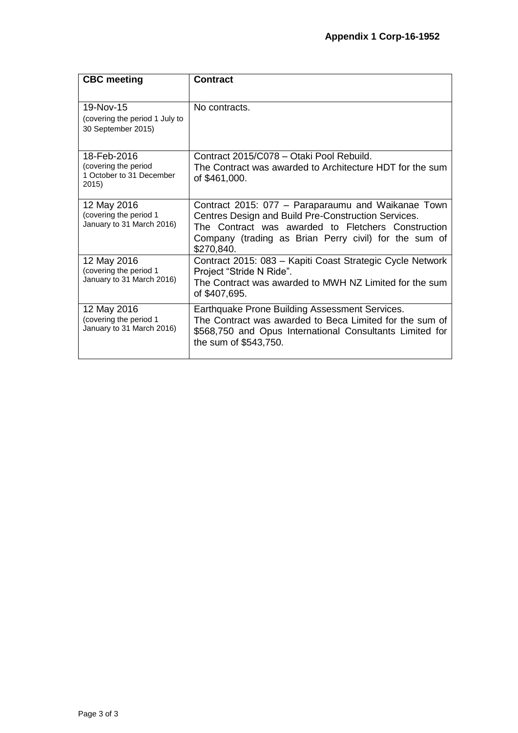**Appendix 1 Corp-16-1952**

| CBC meeting | Contract |
|---|---|
| 19-Nov-15 (covering the period 1 July to 30 September 2015) | No contracts. |
| 18-Feb-2016 (covering the period 1 October to 31 December 2015) | Contract 2015/C078 – Otaki Pool Rebuild. The Contract was awarded to Architecture HDT for the sum of $461,000. |
| 12 May 2016 (covering the period 1 January to 31 March 2016) | Contract 2015: 077 – Paraparaumu and Waikanae Town Centres Design and Build Pre-Construction Services. The Contract was awarded to Fletchers Construction Company (trading as Brian Perry civil) for the sum of $270,840. |
| 12 May 2016 (covering the period 1 January to 31 March 2016) | Contract 2015: 083 – Kapiti Coast Strategic Cycle Network Project "Stride N Ride". The Contract was awarded to MWH NZ Limited for the sum of $407,695. |
| 12 May 2016 (covering the period 1 January to 31 March 2016) | Earthquake Prone Building Assessment Services. The Contract was awarded to Beca Limited for the sum of $568,750 and Opus International Consultants Limited for the sum of $543,750. |